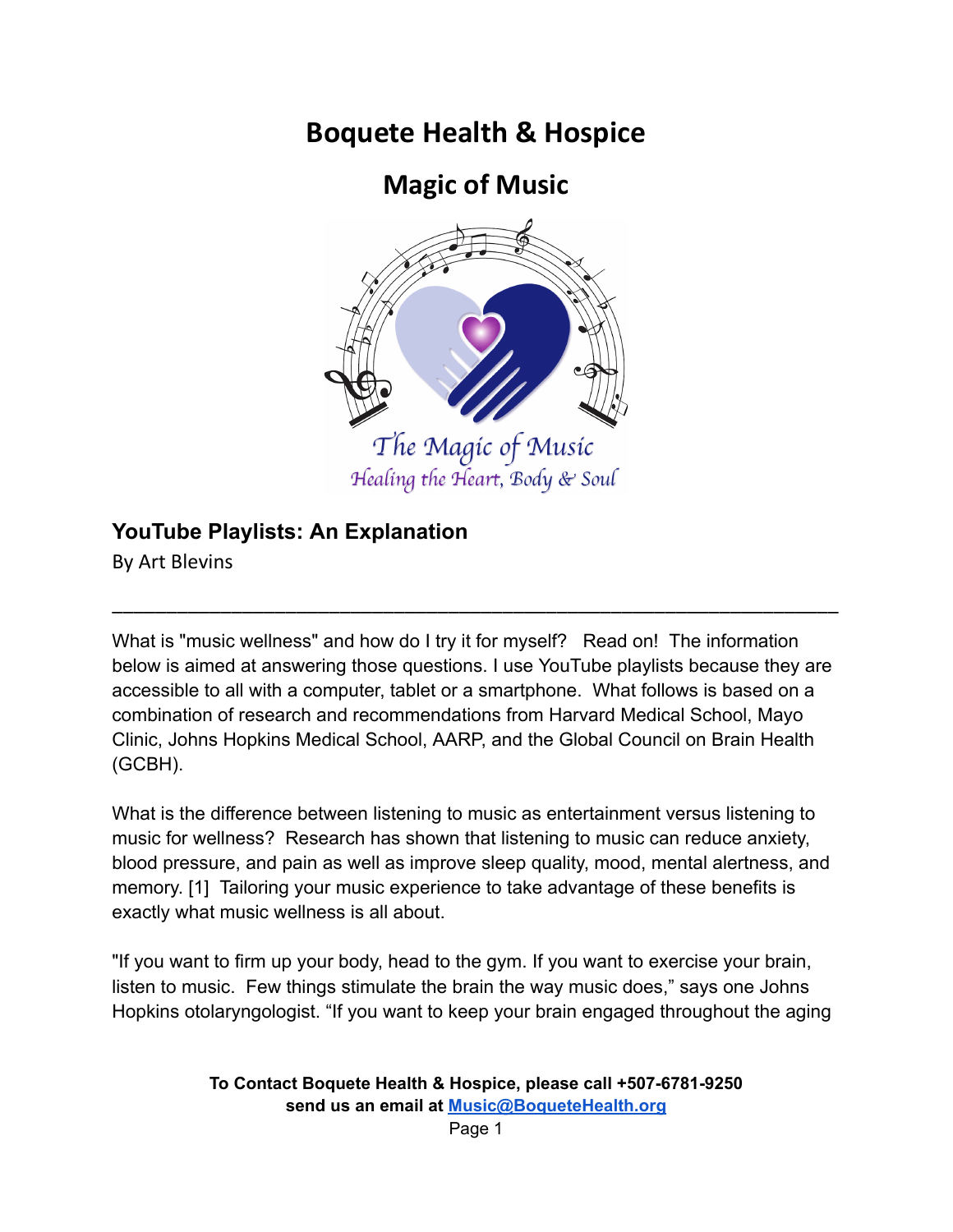# Boquete Health & Hospice

## Magic of Music

The Magic of Music
Healing the Heart, Body & Soul

### YouTube Playlists: An Explanation

By Art Blevins

---

What is "music wellness" and how do I try it for myself? Read on! The information below is aimed at answering those questions. I use YouTube playlists because they are accessible to all with a computer, tablet or a smartphone. What follows is based on a combination of research and recommendations from Harvard Medical School, Mayo Clinic, Johns Hopkins Medical School, AARP, and the Global Council on Brain Health (GCBH).

What is the difference between listening to music as entertainment versus listening to music for wellness? Research has shown that listening to music can reduce anxiety, blood pressure, and pain as well as improve sleep quality, mood, mental alertness, and memory. [1] Tailoring your music experience to take advantage of these benefits is exactly what music wellness is all about.

"If you want to firm up your body, head to the gym. If you want to exercise your brain, listen to music. Few things stimulate the brain the way music does," says one Johns Hopkins otolaryngologist. "If you want to keep your brain engaged throughout the aging

**To Contact Boquete Health & Hospice, please call +507-6781-9250**
**send us an email at [Music@BoqueteHealth.org](mailto:Music@BoqueteHealth.org)**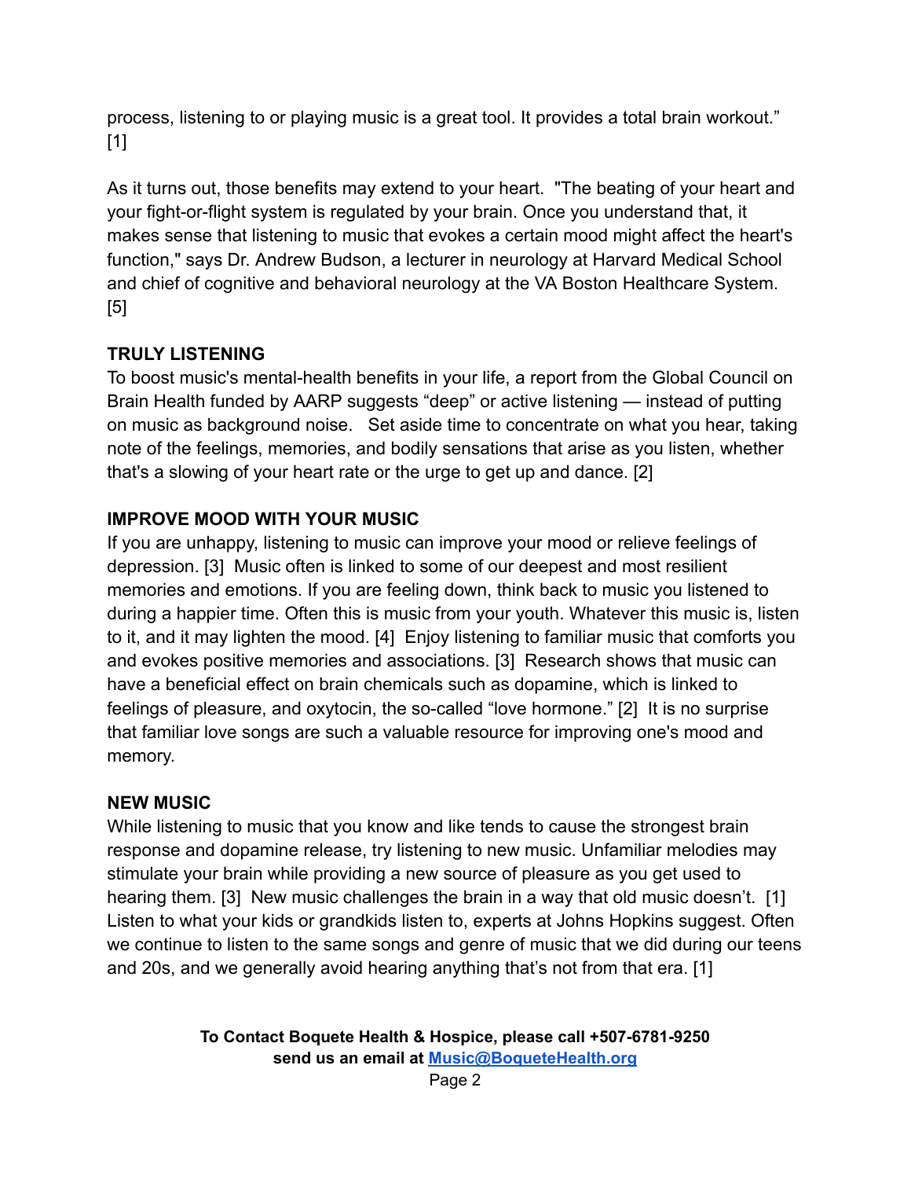process, listening to or playing music is a great tool. It provides a total brain workout." [1]

As it turns out, those benefits may extend to your heart. "The beating of your heart and your fight-or-flight system is regulated by your brain. Once you understand that, it makes sense that listening to music that evokes a certain mood might affect the heart's function," says Dr. Andrew Budson, a lecturer in neurology at Harvard Medical School and chief of cognitive and behavioral neurology at the VA Boston Healthcare System. [5]

**TRULY LISTENING**

To boost music's mental-health benefits in your life, a report from the Global Council on Brain Health funded by AARP suggests "deep" or active listening — instead of putting on music as background noise. Set aside time to concentrate on what you hear, taking note of the feelings, memories, and bodily sensations that arise as you listen, whether that's a slowing of your heart rate or the urge to get up and dance. [2]

**IMPROVE MOOD WITH YOUR MUSIC**

If you are unhappy, listening to music can improve your mood or relieve feelings of depression. [3] Music often is linked to some of our deepest and most resilient memories and emotions. If you are feeling down, think back to music you listened to during a happier time. Often this is music from your youth. Whatever this music is, listen to it, and it may lighten the mood. [4] Enjoy listening to familiar music that comforts you and evokes positive memories and associations. [3] Research shows that music can have a beneficial effect on brain chemicals such as dopamine, which is linked to feelings of pleasure, and oxytocin, the so-called "love hormone." [2] It is no surprise that familiar love songs are such a valuable resource for improving one's mood and memory.

**NEW MUSIC**

While listening to music that you know and like tends to cause the strongest brain response and dopamine release, try listening to new music. Unfamiliar melodies may stimulate your brain while providing a new source of pleasure as you get used to hearing them. [3] New music challenges the brain in a way that old music doesn't. [1] Listen to what your kids or grandkids listen to, experts at Johns Hopkins suggest. Often we continue to listen to the same songs and genre of music that we did during our teens and 20s, and we generally avoid hearing anything that's not from that era. [1]

**To Contact Boquete Health & Hospice, please call +507-6781-9250**
**send us an email at [Music@BoqueteHealth.org](mailto:Music@BoqueteHealth.org)**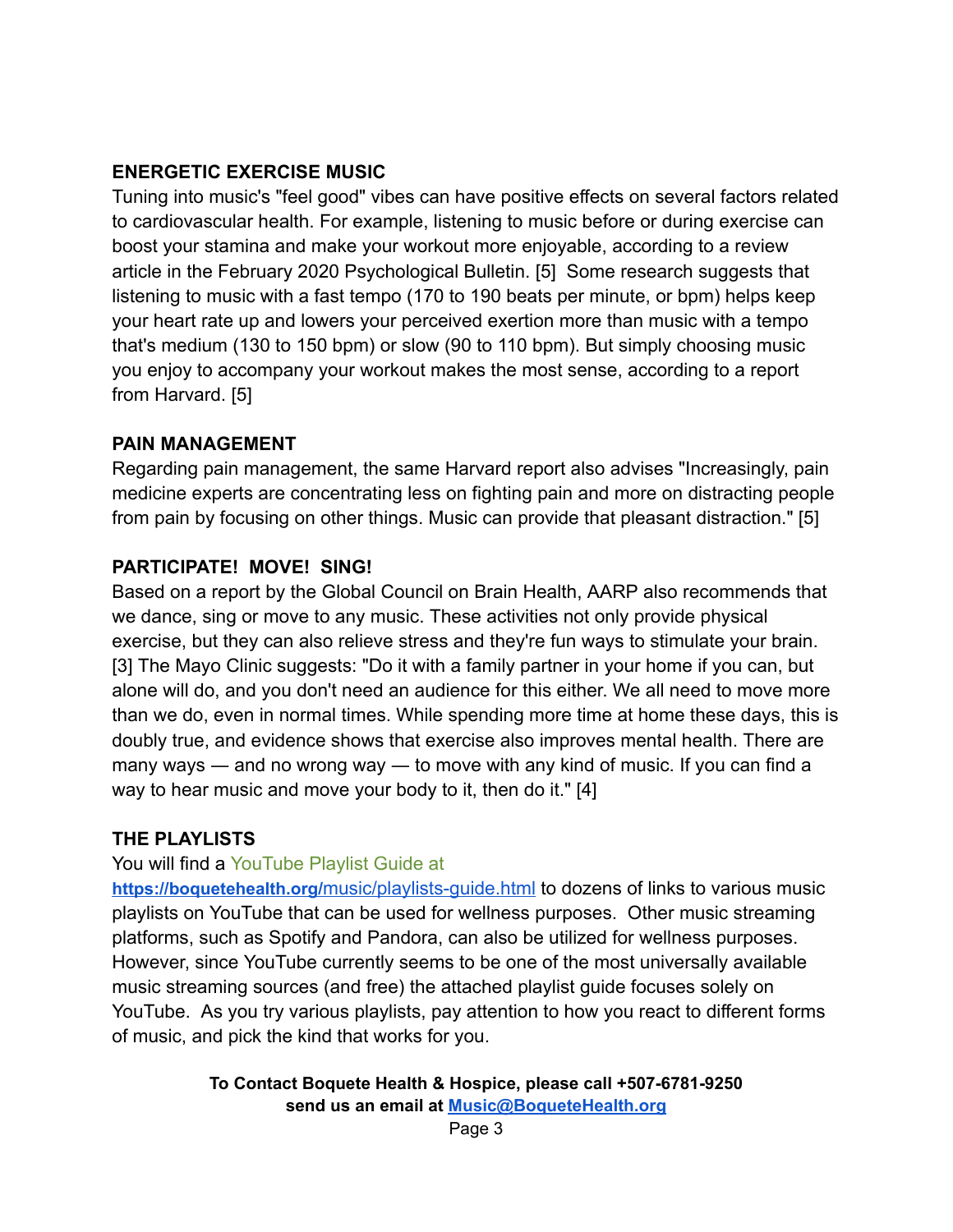**ENERGETIC EXERCISE MUSIC**

Tuning into music's "feel good" vibes can have positive effects on several factors related to cardiovascular health. For example, listening to music before or during exercise can boost your stamina and make your workout more enjoyable, according to a review article in the February 2020 Psychological Bulletin. [5] Some research suggests that listening to music with a fast tempo (170 to 190 beats per minute, or bpm) helps keep your heart rate up and lowers your perceived exertion more than music with a tempo that's medium (130 to 150 bpm) or slow (90 to 110 bpm). But simply choosing music you enjoy to accompany your workout makes the most sense, according to a report from Harvard. [5]

**PAIN MANAGEMENT**

Regarding pain management, the same Harvard report also advises "Increasingly, pain medicine experts are concentrating less on fighting pain and more on distracting people from pain by focusing on other things. Music can provide that pleasant distraction." [5]

**PARTICIPATE! MOVE! SING!**

Based on a report by the Global Council on Brain Health, AARP also recommends that we dance, sing or move to any music. These activities not only provide physical exercise, but they can also relieve stress and they're fun ways to stimulate your brain. [3] The Mayo Clinic suggests: "Do it with a family partner in your home if you can, but alone will do, and you don't need an audience for this either. We all need to move more than we do, even in normal times. While spending more time at home these days, this is doubly true, and evidence shows that exercise also improves mental health. There are many ways — and no wrong way — to move with any kind of music. If you can find a way to hear music and move your body to it, then do it." [4]

**THE PLAYLISTS**

You will find a YouTube Playlist Guide at [https://boquetehealth.org/music/playlists-guide.html](https://boquetehealth.org/music/playlists-guide.html) to dozens of links to various music playlists on YouTube that can be used for wellness purposes. Other music streaming platforms, such as Spotify and Pandora, can also be utilized for wellness purposes. However, since YouTube currently seems to be one of the most universally available music streaming sources (and free) the attached playlist guide focuses solely on YouTube. As you try various playlists, pay attention to how you react to different forms of music, and pick the kind that works for you.

**To Contact Boquete Health & Hospice, please call +507-6781-9250**
**send us an email at [Music@BoqueteHealth.org](mailto:Music@BoqueteHealth.org)**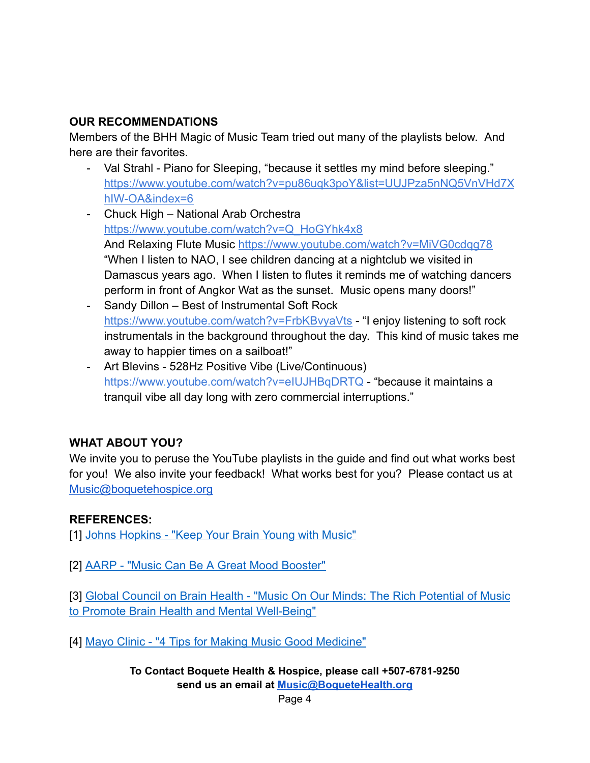**OUR RECOMMENDATIONS**

Members of the BHH Magic of Music Team tried out many of the playlists below. And here are their favorites.

- Val Strahl - Piano for Sleeping, "because it settles my mind before sleeping." [https://www.youtube.com/watch?v=pu86uqk3poY&list=UUJPza5nNQ5VnVHd7XhIW-OA&index=6](https://www.youtube.com/watch?v=pu86uqk3poY&list=UUJPza5nNQ5VnVHd7XhIW-OA&index=6)
- Chuck High – National Arab Orchestra [https://www.youtube.com/watch?v=Q_HoGYhk4x8](https://www.youtube.com/watch?v=Q_HoGYhk4x8)
  And Relaxing Flute Music [https://www.youtube.com/watch?v=MiVG0cdqg78](https://www.youtube.com/watch?v=MiVG0cdqg78)
  "When I listen to NAO, I see children dancing at a nightclub we visited in Damascus years ago. When I listen to flutes it reminds me of watching dancers perform in front of Angkor Wat as the sunset. Music opens many doors!"
- Sandy Dillon – Best of Instrumental Soft Rock [https://www.youtube.com/watch?v=FrbKBvyaVts](https://www.youtube.com/watch?v=FrbKBvyaVts) - "I enjoy listening to soft rock instrumentals in the background throughout the day. This kind of music takes me away to happier times on a sailboat!"
- Art Blevins - 528Hz Positive Vibe (Live/Continuous) https://www.youtube.com/watch?v=eIUJHBqDRTQ - "because it maintains a tranquil vibe all day long with zero commercial interruptions."

**WHAT ABOUT YOU?**

We invite you to peruse the YouTube playlists in the guide and find out what works best for you! We also invite your feedback! What works best for you? Please contact us at [Music@boquetehospice.org](mailto:Music@boquetehospice.org)

**REFERENCES:**

[1] Johns Hopkins - "Keep Your Brain Young with Music"

[2] AARP - "Music Can Be A Great Mood Booster"

[3] Global Council on Brain Health - "Music On Our Minds: The Rich Potential of Music to Promote Brain Health and Mental Well-Being"

[4] Mayo Clinic - "4 Tips for Making Music Good Medicine"

**To Contact Boquete Health & Hospice, please call +507-6781-9250**
**send us an email at [Music@BoqueteHealth.org](mailto:Music@BoqueteHealth.org)**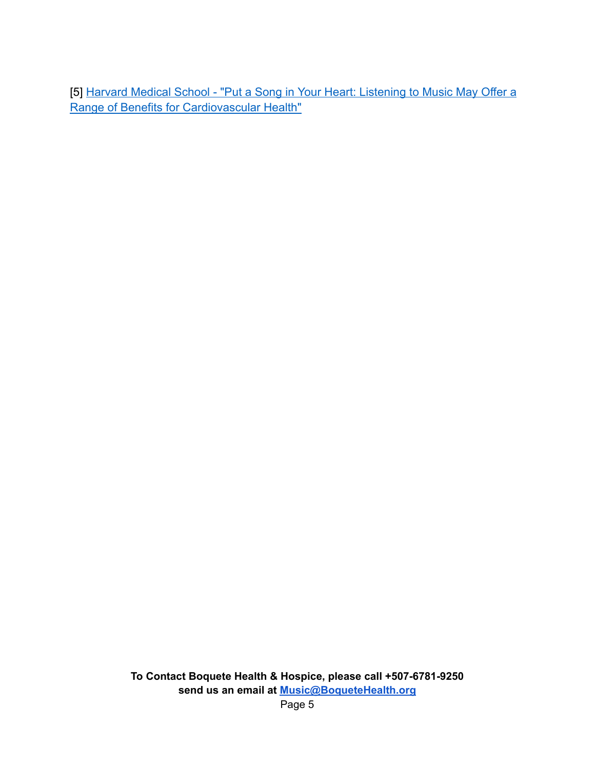[5] Harvard Medical School - "Put a Song in Your Heart: Listening to Music May Offer a Range of Benefits for Cardiovascular Health"